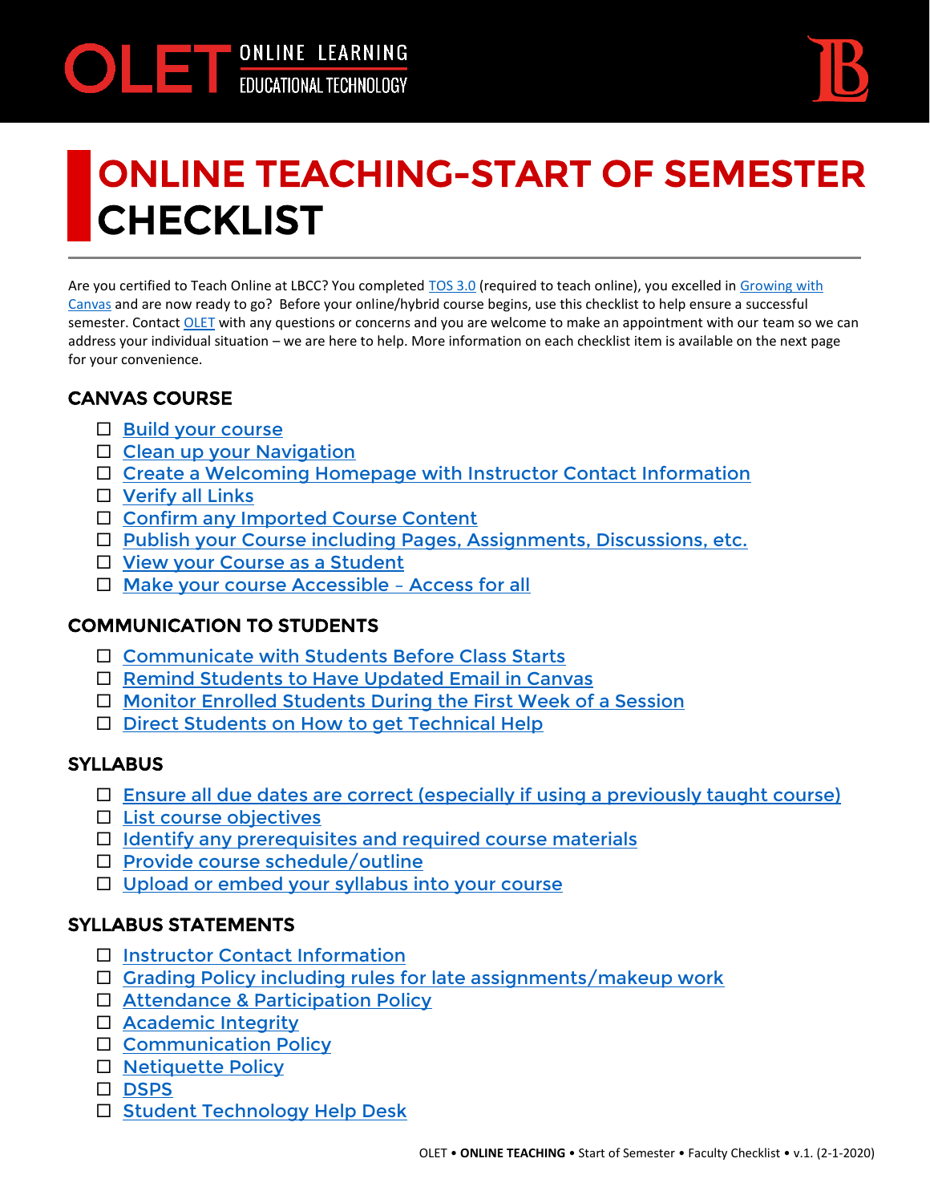OLET ONLINE LEARNING EDUCATIONAL TECHNOLOGY

# ONLINE TEACHING-START OF SEMESTER CHECKLIST

Are you certified to Teach Online at LBCC? You completed TOS 3.0 (required to teach online), you excelled in Growing with Canvas and are now ready to go? Before your online/hybrid course begins, use this checklist to help ensure a successful semester. Contact OLET with any questions or concerns and you are welcome to make an appointment with our team so we can address your individual situation – we are here to help. More information on each checklist item is available on the next page for your convenience.

## CANVAS COURSE

- ☐ Build your course
- ☐ Clean up your Navigation
- ☐ Create a Welcoming Homepage with Instructor Contact Information
- ☐ Verify all Links
- ☐ Confirm any Imported Course Content
- ☐ Publish your Course including Pages, Assignments, Discussions, etc.
- ☐ View your Course as a Student
- ☐ Make your course Accessible – Access for all

## COMMUNICATION TO STUDENTS

- ☐ Communicate with Students Before Class Starts
- ☐ Remind Students to Have Updated Email in Canvas
- ☐ Monitor Enrolled Students During the First Week of a Session
- ☐ Direct Students on How to get Technical Help

## SYLLABUS

- ☐ Ensure all due dates are correct (especially if using a previously taught course)
- ☐ List course objectives
- ☐ Identify any prerequisites and required course materials
- ☐ Provide course schedule/outline
- ☐ Upload or embed your syllabus into your course

## SYLLABUS STATEMENTS

- ☐ Instructor Contact Information
- ☐ Grading Policy including rules for late assignments/makeup work
- ☐ Attendance & Participation Policy
- ☐ Academic Integrity
- ☐ Communication Policy
- ☐ Netiquette Policy
- ☐ DSPS
- ☐ Student Technology Help Desk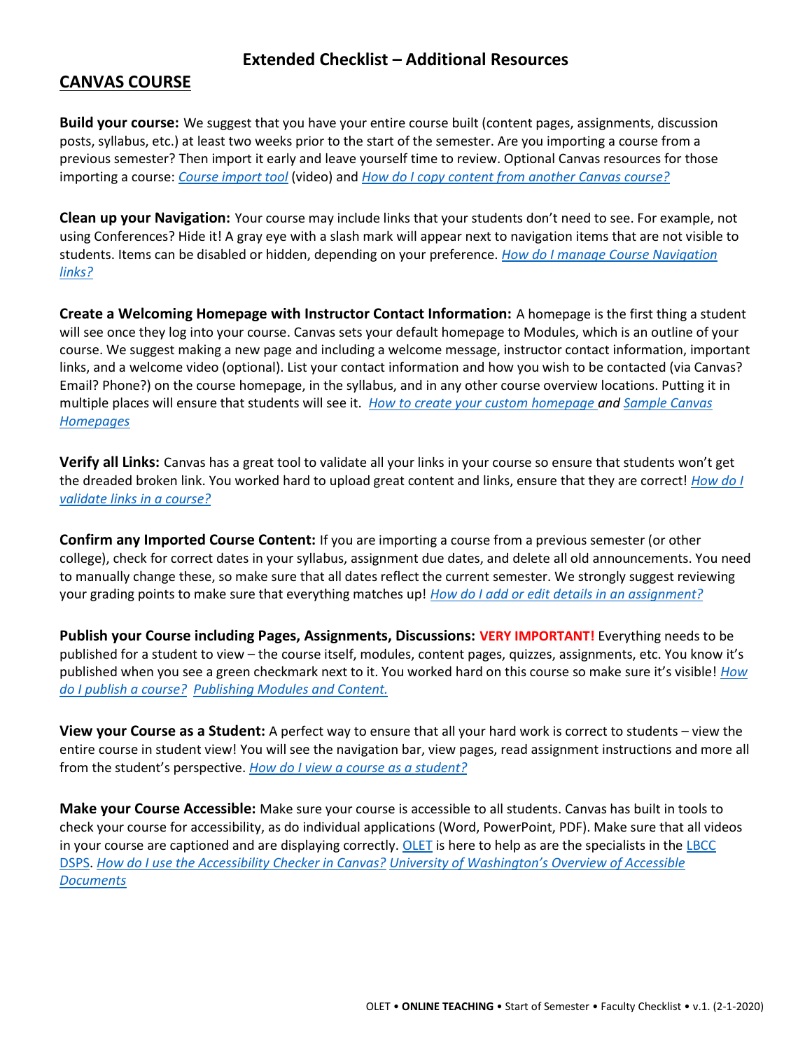## Extended Checklist – Additional Resources

### CANVAS COURSE

**Build your course:** We suggest that you have your entire course built (content pages, assignments, discussion posts, syllabus, etc.) at least two weeks prior to the start of the semester. Are you importing a course from a previous semester? Then import it early and leave yourself time to review. Optional Canvas resources for those importing a course: *Course import tool* (video) and *How do I copy content from another Canvas course?*

**Clean up your Navigation:** Your course may include links that your students don't need to see. For example, not using Conferences? Hide it! A gray eye with a slash mark will appear next to navigation items that are not visible to students. Items can be disabled or hidden, depending on your preference. *How do I manage Course Navigation links?*

**Create a Welcoming Homepage with Instructor Contact Information:** A homepage is the first thing a student will see once they log into your course. Canvas sets your default homepage to Modules, which is an outline of your course. We suggest making a new page and including a welcome message, instructor contact information, important links, and a welcome video (optional). List your contact information and how you wish to be contacted (via Canvas? Email? Phone?) on the course homepage, in the syllabus, and in any other course overview locations. Putting it in multiple places will ensure that students will see it. *How to create your custom homepage and Sample Canvas Homepages*

**Verify all Links:** Canvas has a great tool to validate all your links in your course so ensure that students won't get the dreaded broken link. You worked hard to upload great content and links, ensure that they are correct! *How do I validate links in a course?*

**Confirm any Imported Course Content:** If you are importing a course from a previous semester (or other college), check for correct dates in your syllabus, assignment due dates, and delete all old announcements. You need to manually change these, so make sure that all dates reflect the current semester. We strongly suggest reviewing your grading points to make sure that everything matches up! *How do I add or edit details in an assignment?*

**Publish your Course including Pages, Assignments, Discussions:** **VERY IMPORTANT!** Everything needs to be published for a student to view – the course itself, modules, content pages, quizzes, assignments, etc. You know it's published when you see a green checkmark next to it. You worked hard on this course so make sure it's visible! *How do I publish a course? Publishing Modules and Content.*

**View your Course as a Student:** A perfect way to ensure that all your hard work is correct to students – view the entire course in student view! You will see the navigation bar, view pages, read assignment instructions and more all from the student's perspective. *How do I view a course as a student?*

**Make your Course Accessible:** Make sure your course is accessible to all students. Canvas has built in tools to check your course for accessibility, as do individual applications (Word, PowerPoint, PDF). Make sure that all videos in your course are captioned and are displaying correctly. OLET is here to help as are the specialists in the LBCC DSPS. *How do I use the Accessibility Checker in Canvas? University of Washington's Overview of Accessible Documents*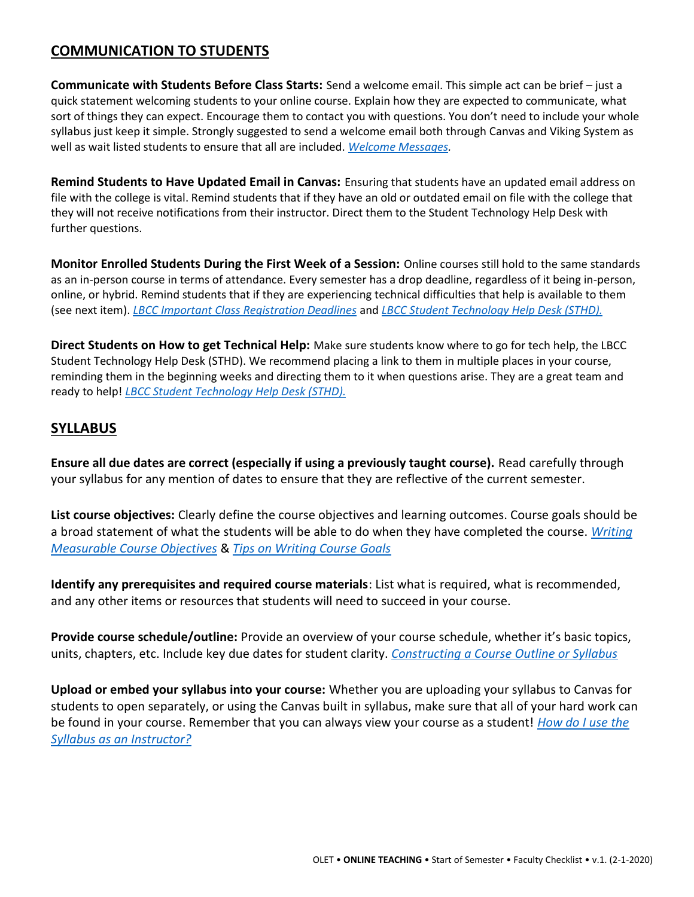## COMMUNICATION TO STUDENTS

**Communicate with Students Before Class Starts:** Send a welcome email. This simple act can be brief – just a quick statement welcoming students to your online course. Explain how they are expected to communicate, what sort of things they can expect. Encourage them to contact you with questions. You don't need to include your whole syllabus just keep it simple. Strongly suggested to send a welcome email both through Canvas and Viking System as well as wait listed students to ensure that all are included. *Welcome Messages*.

**Remind Students to Have Updated Email in Canvas:** Ensuring that students have an updated email address on file with the college is vital. Remind students that if they have an old or outdated email on file with the college that they will not receive notifications from their instructor. Direct them to the Student Technology Help Desk with further questions.

**Monitor Enrolled Students During the First Week of a Session:** Online courses still hold to the same standards as an in-person course in terms of attendance. Every semester has a drop deadline, regardless of it being in-person, online, or hybrid. Remind students that if they are experiencing technical difficulties that help is available to them (see next item). *LBCC Important Class Registration Deadlines* and *LBCC Student Technology Help Desk (STHD).*

**Direct Students on How to get Technical Help:** Make sure students know where to go for tech help, the LBCC Student Technology Help Desk (STHD). We recommend placing a link to them in multiple places in your course, reminding them in the beginning weeks and directing them to it when questions arise. They are a great team and ready to help! *LBCC Student Technology Help Desk (STHD).*

## SYLLABUS

**Ensure all due dates are correct (especially if using a previously taught course).** Read carefully through your syllabus for any mention of dates to ensure that they are reflective of the current semester.

**List course objectives:** Clearly define the course objectives and learning outcomes. Course goals should be a broad statement of what the students will be able to do when they have completed the course. *Writing Measurable Course Objectives* & *Tips on Writing Course Goals*

**Identify any prerequisites and required course materials**: List what is required, what is recommended, and any other items or resources that students will need to succeed in your course.

**Provide course schedule/outline:** Provide an overview of your course schedule, whether it's basic topics, units, chapters, etc. Include key due dates for student clarity. *Constructing a Course Outline or Syllabus*

**Upload or embed your syllabus into your course:** Whether you are uploading your syllabus to Canvas for students to open separately, or using the Canvas built in syllabus, make sure that all of your hard work can be found in your course. Remember that you can always view your course as a student! *How do I use the Syllabus as an Instructor?*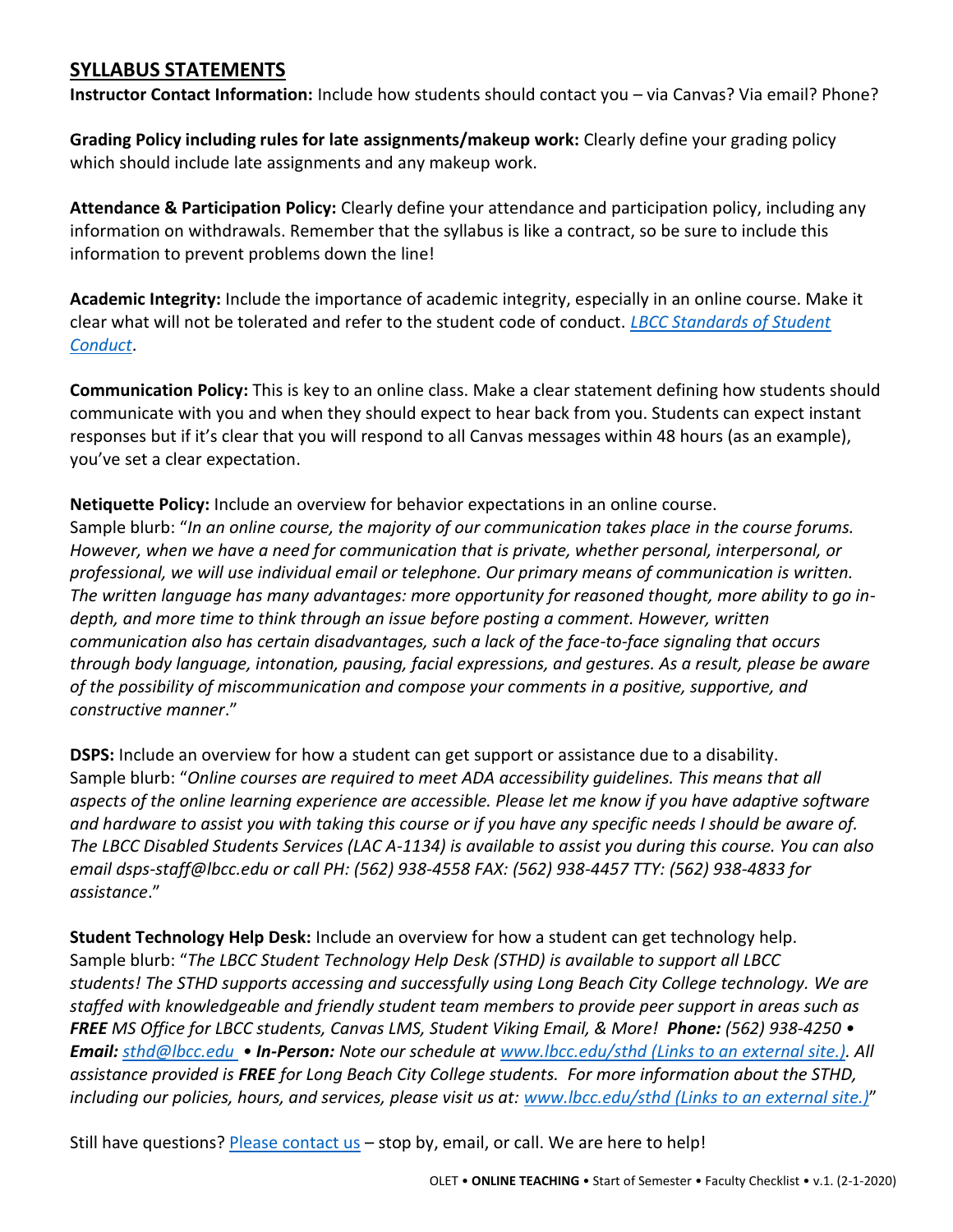## SYLLABUS STATEMENTS

**Instructor Contact Information:** Include how students should contact you – via Canvas? Via email? Phone?

**Grading Policy including rules for late assignments/makeup work:** Clearly define your grading policy which should include late assignments and any makeup work.

**Attendance & Participation Policy:** Clearly define your attendance and participation policy, including any information on withdrawals. Remember that the syllabus is like a contract, so be sure to include this information to prevent problems down the line!

**Academic Integrity:** Include the importance of academic integrity, especially in an online course. Make it clear what will not be tolerated and refer to the student code of conduct. *LBCC Standards of Student Conduct*.

**Communication Policy:** This is key to an online class. Make a clear statement defining how students should communicate with you and when they should expect to hear back from you. Students can expect instant responses but if it's clear that you will respond to all Canvas messages within 48 hours (as an example), you've set a clear expectation.

**Netiquette Policy:** Include an overview for behavior expectations in an online course.
Sample blurb: "*In an online course, the majority of our communication takes place in the course forums. However, when we have a need for communication that is private, whether personal, interpersonal, or professional, we will use individual email or telephone. Our primary means of communication is written. The written language has many advantages: more opportunity for reasoned thought, more ability to go in-depth, and more time to think through an issue before posting a comment. However, written communication also has certain disadvantages, such a lack of the face-to-face signaling that occurs through body language, intonation, pausing, facial expressions, and gestures. As a result, please be aware of the possibility of miscommunication and compose your comments in a positive, supportive, and constructive manner*."

**DSPS:** Include an overview for how a student can get support or assistance due to a disability.
Sample blurb: "*Online courses are required to meet ADA accessibility guidelines. This means that all aspects of the online learning experience are accessible. Please let me know if you have adaptive software and hardware to assist you with taking this course or if you have any specific needs I should be aware of. The LBCC Disabled Students Services (LAC A-1134) is available to assist you during this course. You can also email dsps-staff@lbcc.edu or call PH: (562) 938-4558 FAX: (562) 938-4457 TTY: (562) 938-4833 for assistance*."

**Student Technology Help Desk:** Include an overview for how a student can get technology help.
Sample blurb: "*The LBCC Student Technology Help Desk (STHD) is available to support all LBCC students! The STHD supports accessing and successfully using Long Beach City College technology. We are staffed with knowledgeable and friendly student team members to provide peer support in areas such as **FREE** MS Office for LBCC students, Canvas LMS, Student Viking Email, & More!* ***Phone:*** *(562) 938-4250 •* ***Email:*** *sthd@lbcc.edu •* ***In-Person:*** *Note our schedule at www.lbcc.edu/sthd (Links to an external site.). All assistance provided is **FREE** for Long Beach City College students. For more information about the STHD, including our policies, hours, and services, please visit us at: www.lbcc.edu/sthd (Links to an external site.)*"

Still have questions? Please contact us – stop by, email, or call. We are here to help!

OLET • **ONLINE TEACHING** • Start of Semester • Faculty Checklist • v.1. (2-1-2020)